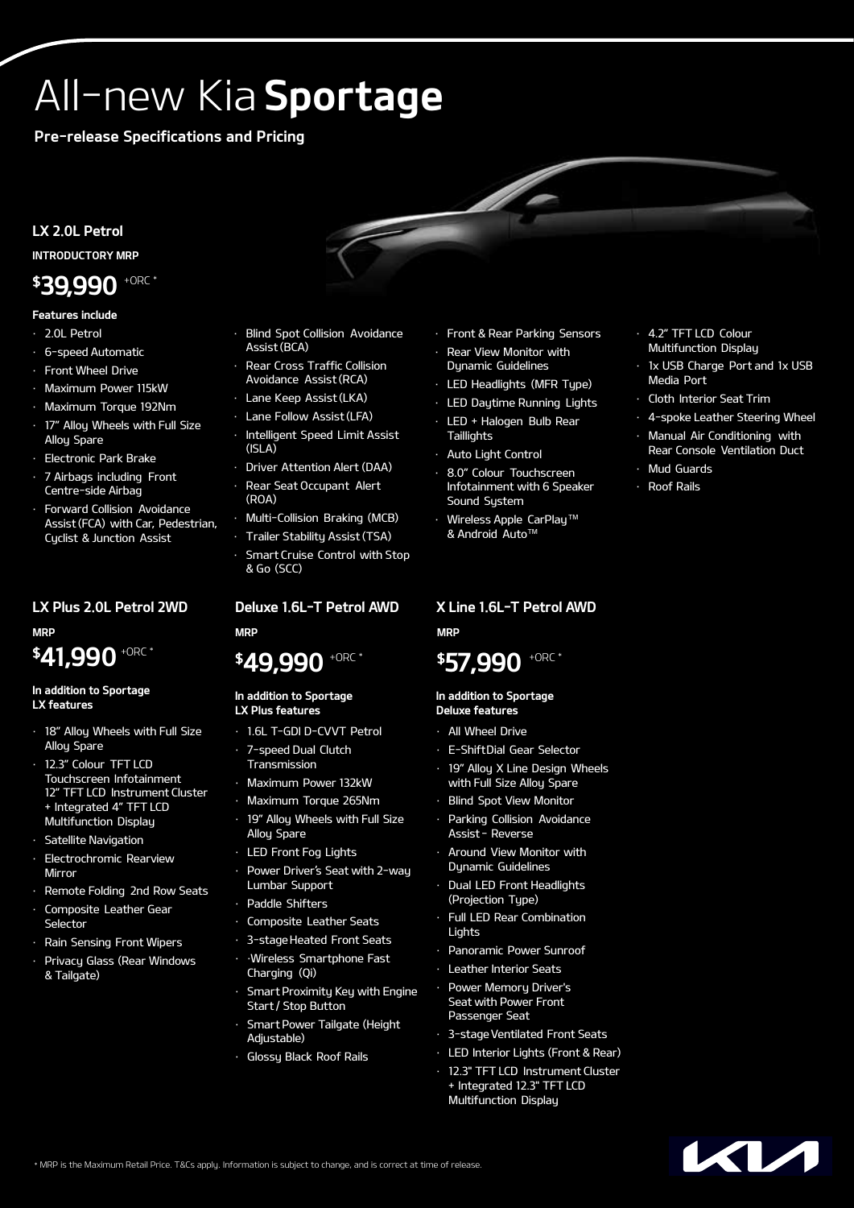# All-new Kia **Sportage**

**Pre-release Specifications and Pricing**

## LX 2.0L Petrol

**INTRODUCTORY MRP**

**$39,990** +ORC *

**Features include**

- 2.0L Petrol
- 6-speed Automatic
- Front Wheel Drive
- Maximum Power 115kW
- Maximum Torque 192Nm
- 17" Alloy Wheels with Full Size Alloy Spare
- Electronic Park Brake
- 7 Airbags including Front Centre-side Airbag
- Forward Collision Avoidance Assist (FCA) with Car, Pedestrian, Cyclist & Junction Assist
- Blind Spot Collision Avoidance Assist (BCA)
- Rear Cross Traffic Collision Avoidance Assist (RCA)
- Lane Keep Assist (LKA)
- Lane Follow Assist (LFA)
- Intelligent Speed Limit Assist (ISLA)
- Driver Attention Alert (DAA)
- Rear Seat Occupant Alert (ROA)
- Multi-Collision Braking (MCB)
- Trailer Stability Assist (TSA)
- Smart Cruise Control with Stop & Go (SCC)
- Front & Rear Parking Sensors
- Rear View Monitor with Dynamic Guidelines
- LED Headlights (MFR Type)
- LED Daytime Running Lights
- LED + Halogen Bulb Rear Taillights
- Auto Light Control
- 8.0" Colour Touchscreen Infotainment with 6 Speaker Sound System
- Wireless Apple CarPlay™ & Android Auto™
- 4.2" TFT LCD Colour Multifunction Display
- 1x USB Charge Port and 1x USB Media Port
- Cloth Interior Seat Trim
- 4-spoke Leather Steering Wheel
- Manual Air Conditioning with Rear Console Ventilation Duct
- Mud Guards
- Roof Rails

## LX Plus 2.0L Petrol 2WD

**MRP**

**$41,990** +ORC *

**In addition to Sportage LX features**

- 18" Alloy Wheels with Full Size Alloy Spare
- 12.3" Colour TFT LCD Touchscreen Infotainment 12" TFT LCD Instrument Cluster + Integrated 4" TFT LCD Multifunction Display
- Satellite Navigation
- Electrochromic Rearview Mirror
- Remote Folding 2nd Row Seats
- Composite Leather Gear Selector
- Rain Sensing Front Wipers
- Privacy Glass (Rear Windows & Tailgate)

## Deluxe 1.6L-T Petrol AWD

**MRP**

**$49,990** +ORC *

**In addition to Sportage LX Plus features**

- 1.6L T-GDI D-CVVT Petrol
- 7-speed Dual Clutch Transmission
- Maximum Power 132kW
- Maximum Torque 265Nm
- 19" Alloy Wheels with Full Size Alloy Spare
- LED Front Fog Lights
- Power Driver's Seat with 2-way Lumbar Support
- Paddle Shifters
- Composite Leather Seats
- 3-stage Heated Front Seats
- ·Wireless Smartphone Fast Charging (Qi)
- Smart Proximity Key with Engine Start / Stop Button
- Smart Power Tailgate (Height Adjustable)
- Glossy Black Roof Rails

## X Line 1.6L-T Petrol AWD

**MRP**

**$57,990** +ORC *

**In addition to Sportage Deluxe features**

- All Wheel Drive
- E-ShiftDial Gear Selector
- 19" Alloy X Line Design Wheels with Full Size Alloy Spare
- Blind Spot View Monitor
- Parking Collision Avoidance Assist - Reverse
- Around View Monitor with Dynamic Guidelines
- Dual LED Front Headlights (Projection Type)
- Full LED Rear Combination Lights
- Panoramic Power Sunroof
- Leather Interior Seats
- Power Memory Driver's Seat with Power Front Passenger Seat
- 3-stage Ventilated Front Seats
- LED Interior Lights (Front & Rear)
- 12.3" TFT LCD Instrument Cluster + Integrated 12.3" TFT LCD Multifunction Display

* MRP is the Maximum Retail Price. T&Cs apply. Information is subject to change, and is correct at time of release.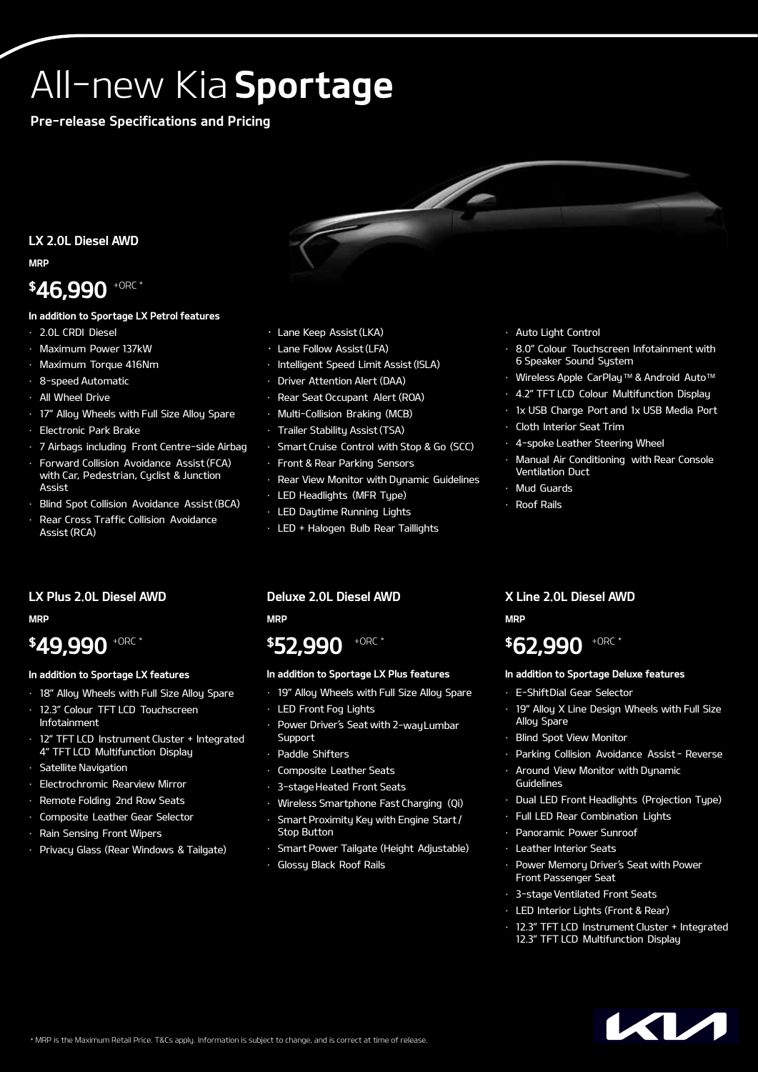# All-new Kia **Sportage**

**Pre-release Specifications and Pricing**

## LX 2.0L Diesel AWD

**MRP**

**$46,990** +ORC *

**In addition to Sportage LX Petrol features**

- 2.0L CRDI Diesel
- Maximum Power 137kW
- Maximum Torque 416Nm
- 8-speed Automatic
- All Wheel Drive
- 17" Alloy Wheels with Full Size Alloy Spare
- Electronic Park Brake
- 7 Airbags including Front Centre-side Airbag
- Forward Collision Avoidance Assist (FCA) with Car, Pedestrian, Cyclist & Junction Assist
- Blind Spot Collision Avoidance Assist (BCA)
- Rear Cross Traffic Collision Avoidance Assist (RCA)
- Lane Keep Assist (LKA)
- Lane Follow Assist (LFA)
- Intelligent Speed Limit Assist (ISLA)
- Driver Attention Alert (DAA)
- Rear Seat Occupant Alert (ROA)
- Multi-Collision Braking (MCB)
- Trailer Stability Assist (TSA)
- Smart Cruise Control with Stop & Go (SCC)
- Front & Rear Parking Sensors
- Rear View Monitor with Dynamic Guidelines
- LED Headlights (MFR Type)
- LED Daytime Running Lights
- LED + Halogen Bulb Rear Taillights
- Auto Light Control
- 8.0" Colour Touchscreen Infotainment with 6 Speaker Sound System
- Wireless Apple CarPlay™ & Android Auto™
- 4.2" TFT LCD Colour Multifunction Display
- 1x USB Charge Port and 1x USB Media Port
- Cloth Interior Seat Trim
- 4-spoke Leather Steering Wheel
- Manual Air Conditioning with Rear Console Ventilation Duct
- Mud Guards
- Roof Rails

## LX Plus 2.0L Diesel AWD

**MRP**

**$49,990** +ORC *

**In addition to Sportage LX features**

- 18" Alloy Wheels with Full Size Alloy Spare
- 12.3" Colour TFT LCD Touchscreen Infotainment
- 12" TFT LCD Instrument Cluster + Integrated 4" TFT LCD Multifunction Display
- Satellite Navigation
- Electrochromic Rearview Mirror
- Remote Folding 2nd Row Seats
- Composite Leather Gear Selector
- Rain Sensing Front Wipers
- Privacy Glass (Rear Windows & Tailgate)

## Deluxe 2.0L Diesel AWD

**MRP**

**$52,990** +ORC *

**In addition to Sportage LX Plus features**

- 19" Alloy Wheels with Full Size Alloy Spare
- LED Front Fog Lights
- Power Driver's Seat with 2-way Lumbar Support
- Paddle Shifters
- Composite Leather Seats
- 3-stage Heated Front Seats
- Wireless Smartphone Fast Charging (Qi)
- Smart Proximity Key with Engine Start / Stop Button
- Smart Power Tailgate (Height Adjustable)
- Glossy Black Roof Rails

## X Line 2.0L Diesel AWD

**MRP**

**$62,990** +ORC *

**In addition to Sportage Deluxe features**

- E-Shift Dial Gear Selector
- 19" Alloy X Line Design Wheels with Full Size Alloy Spare
- Blind Spot View Monitor
- Parking Collision Avoidance Assist - Reverse
- Around View Monitor with Dynamic Guidelines
- Dual LED Front Headlights (Projection Type)
- Full LED Rear Combination Lights
- Panoramic Power Sunroof
- Leather Interior Seats
- Power Memory Driver's Seat with Power Front Passenger Seat
- 3-stage Ventilated Front Seats
- LED Interior Lights (Front & Rear)
- 12.3" TFT LCD Instrument Cluster + Integrated 12.3" TFT LCD Multifunction Display

* MRP is the Maximum Retail Price. T&Cs apply. Information is subject to change, and is correct at time of release.